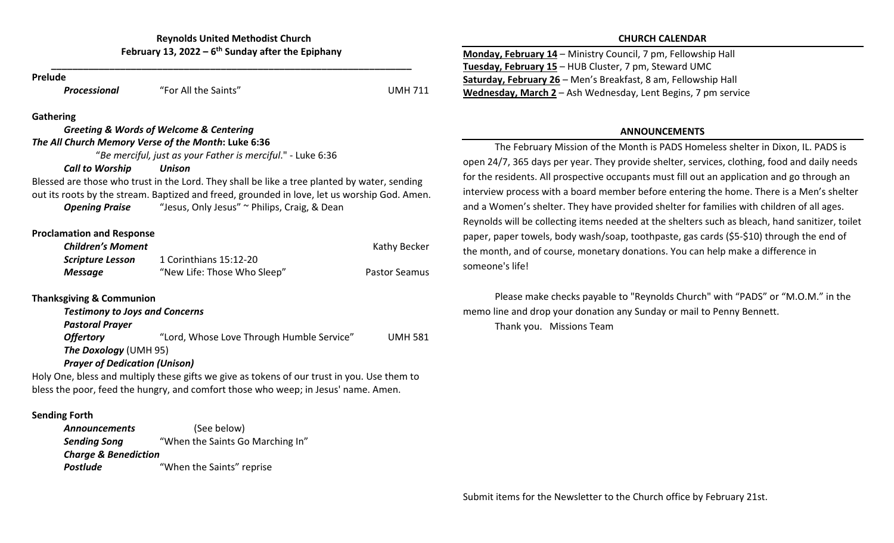# Reynolds United Methodist Church
## February 13, 2022 – 6th Sunday after the Epiphany

---

**Prelude**

*Processional* "For All the Saints" UMH 711

**Gathering**

***Greeting & Words of Welcome & Centering***

***The All Church Memory Verse of the Month*: Luke 6:36**

"*Be merciful, just as your Father is merciful*." - Luke 6:36

***Call to Worship*** ***Unison***

Blessed are those who trust in the Lord. They shall be like a tree planted by water, sending out its roots by the stream. Baptized and freed, grounded in love, let us worship God. Amen.

***Opening Praise*** "Jesus, Only Jesus" ~ Philips, Craig, & Dean

**Proclamation and Response**

***Children's Moment*** Kathy Becker

***Scripture Lesson*** 1 Corinthians 15:12-20

***Message*** "New Life: Those Who Sleep" Pastor Seamus

**Thanksgiving & Communion**

***Testimony to Joys and Concerns***

***Pastoral Prayer***

***Offertory*** "Lord, Whose Love Through Humble Service" UMH 581

***The Doxology*** (UMH 95)

***Prayer of Dedication (Unison)***

Holy One, bless and multiply these gifts we give as tokens of our trust in you. Use them to bless the poor, feed the hungry, and comfort those who weep; in Jesus' name. Amen.

**Sending Forth**

***Announcements*** (See below)

***Sending Song*** "When the Saints Go Marching In"

***Charge & Benediction***

***Postlude*** "When the Saints" reprise

## CHURCH CALENDAR

**Monday, February 14** – Ministry Council, 7 pm, Fellowship Hall
**Tuesday, February 15** – HUB Cluster, 7 pm, Steward UMC
**Saturday, February 26** – Men's Breakfast, 8 am, Fellowship Hall
**Wednesday, March 2** – Ash Wednesday, Lent Begins, 7 pm service

## ANNOUNCEMENTS

The February Mission of the Month is PADS Homeless shelter in Dixon, IL. PADS is open 24/7, 365 days per year. They provide shelter, services, clothing, food and daily needs for the residents. All prospective occupants must fill out an application and go through an interview process with a board member before entering the home. There is a Men's shelter and a Women's shelter. They have provided shelter for families with children of all ages. Reynolds will be collecting items needed at the shelters such as bleach, hand sanitizer, toilet paper, paper towels, body wash/soap, toothpaste, gas cards ($5-$10) through the end of the month, and of course, monetary donations. You can help make a difference in someone's life!

Please make checks payable to "Reynolds Church" with "PADS" or "M.O.M." in the memo line and drop your donation any Sunday or mail to Penny Bennett.

Thank you. Missions Team

Submit items for the Newsletter to the Church office by February 21st.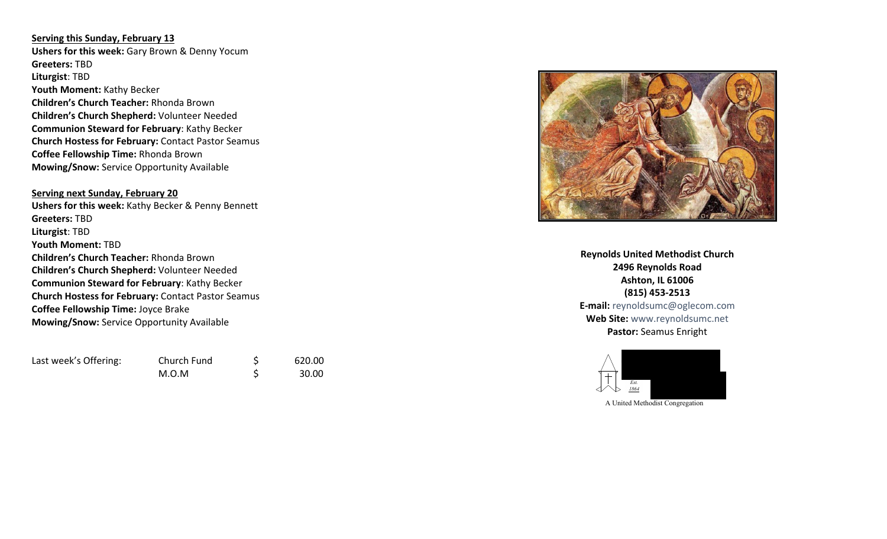**Serving this Sunday, February 13**

**Ushers for this week:** Gary Brown & Denny Yocum
**Greeters:** TBD
**Liturgist**: TBD
**Youth Moment:** Kathy Becker
**Children's Church Teacher:** Rhonda Brown
**Children's Church Shepherd:** Volunteer Needed
**Communion Steward for February**: Kathy Becker
**Church Hostess for February:** Contact Pastor Seamus
**Coffee Fellowship Time:** Rhonda Brown
**Mowing/Snow:** Service Opportunity Available

**Serving next Sunday, February 20**

**Ushers for this week:** Kathy Becker & Penny Bennett
**Greeters:** TBD
**Liturgist**: TBD
**Youth Moment:** TBD
**Children's Church Teacher:** Rhonda Brown
**Children's Church Shepherd:** Volunteer Needed
**Communion Steward for February**: Kathy Becker
**Church Hostess for February:** Contact Pastor Seamus
**Coffee Fellowship Time:** Joyce Brake
**Mowing/Snow:** Service Opportunity Available

| | | | |
|---|---|---|---|
| Last week's Offering: | Church Fund | $ | 620.00 |
| | M.O.M | $ | 30.00 |

**Reynolds United Methodist Church**
**2496 Reynolds Road**
**Ashton, IL 61006**
**(815) 453-2513**
**E-mail:** reynoldsumc@oglecom.com
**Web Site:** www.reynoldsumc.net
**Pastor:** Seamus Enright

*Est. 1864*

A United Methodist Congregation